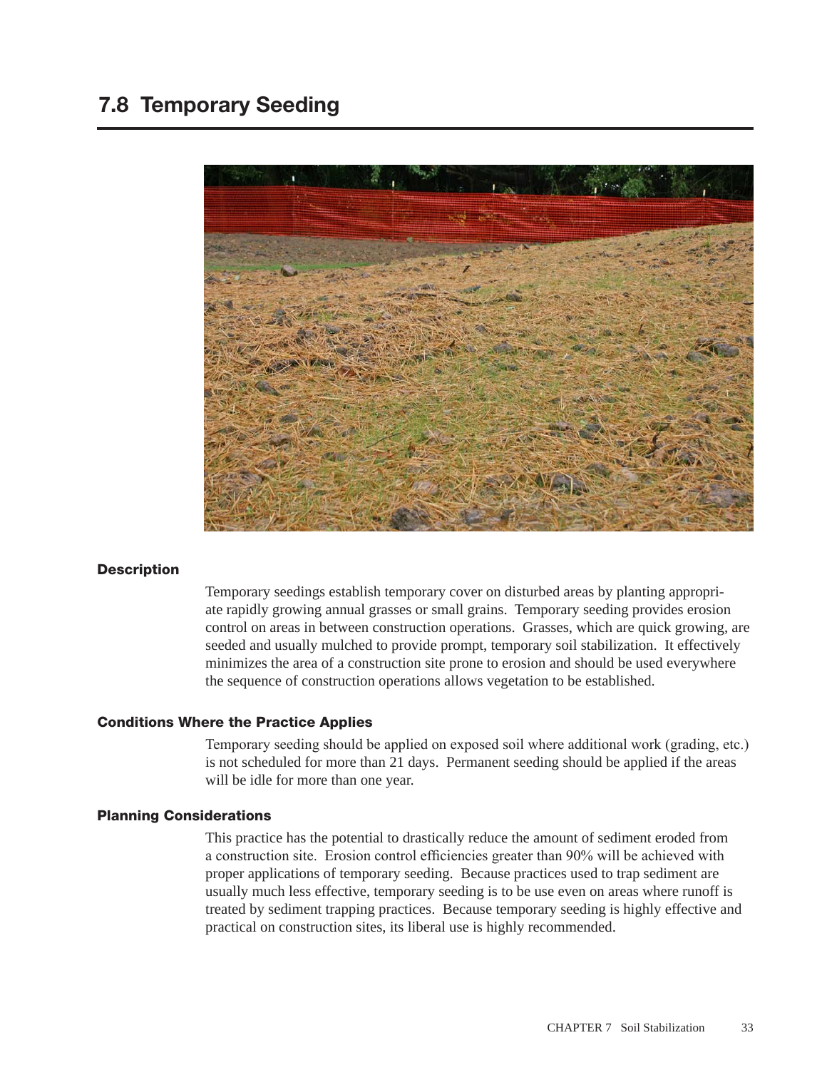## 7.8 Temporary Seeding

### Description

Temporary seedings establish temporary cover on disturbed areas by planting appropriate rapidly growing annual grasses or small grains. Temporary seeding provides erosion control on areas in between construction operations. Grasses, which are quick growing, are seeded and usually mulched to provide prompt, temporary soil stabilization. It effectively minimizes the area of a construction site prone to erosion and should be used everywhere the sequence of construction operations allows vegetation to be established.

### Conditions Where the Practice Applies

Temporary seeding should be applied on exposed soil where additional work (grading, etc.) is not scheduled for more than 21 days. Permanent seeding should be applied if the areas will be idle for more than one year.

### Planning Considerations

This practice has the potential to drastically reduce the amount of sediment eroded from a construction site. Erosion control efficiencies greater than 90% will be achieved with proper applications of temporary seeding. Because practices used to trap sediment are usually much less effective, temporary seeding is to be use even on areas where runoff is treated by sediment trapping practices. Because temporary seeding is highly effective and practical on construction sites, its liberal use is highly recommended.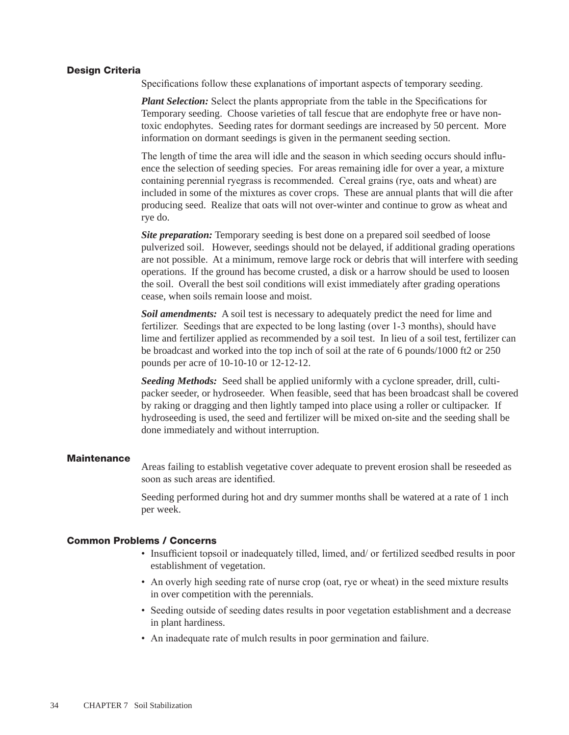## Design Criteria

Specifications follow these explanations of important aspects of temporary seeding.

***Plant Selection:*** Select the plants appropriate from the table in the Specifications for Temporary seeding. Choose varieties of tall fescue that are endophyte free or have non-toxic endophytes. Seeding rates for dormant seedings are increased by 50 percent. More information on dormant seedings is given in the permanent seeding section.

The length of time the area will idle and the season in which seeding occurs should influence the selection of seeding species. For areas remaining idle for over a year, a mixture containing perennial ryegrass is recommended. Cereal grains (rye, oats and wheat) are included in some of the mixtures as cover crops. These are annual plants that will die after producing seed. Realize that oats will not over-winter and continue to grow as wheat and rye do.

***Site preparation:*** Temporary seeding is best done on a prepared soil seedbed of loose pulverized soil. However, seedings should not be delayed, if additional grading operations are not possible. At a minimum, remove large rock or debris that will interfere with seeding operations. If the ground has become crusted, a disk or a harrow should be used to loosen the soil. Overall the best soil conditions will exist immediately after grading operations cease, when soils remain loose and moist.

***Soil amendments:*** A soil test is necessary to adequately predict the need for lime and fertilizer. Seedings that are expected to be long lasting (over 1-3 months), should have lime and fertilizer applied as recommended by a soil test. In lieu of a soil test, fertilizer can be broadcast and worked into the top inch of soil at the rate of 6 pounds/1000 ft2 or 250 pounds per acre of 10-10-10 or 12-12-12.

***Seeding Methods:*** Seed shall be applied uniformly with a cyclone spreader, drill, cultipacker seeder, or hydroseeder. When feasible, seed that has been broadcast shall be covered by raking or dragging and then lightly tamped into place using a roller or cultipacker. If hydroseeding is used, the seed and fertilizer will be mixed on-site and the seeding shall be done immediately and without interruption.

## Maintenance

Areas failing to establish vegetative cover adequate to prevent erosion shall be reseeded as soon as such areas are identified.

Seeding performed during hot and dry summer months shall be watered at a rate of 1 inch per week.

## Common Problems / Concerns

- Insufficient topsoil or inadequately tilled, limed, and/ or fertilized seedbed results in poor establishment of vegetation.
- An overly high seeding rate of nurse crop (oat, rye or wheat) in the seed mixture results in over competition with the perennials.
- Seeding outside of seeding dates results in poor vegetation establishment and a decrease in plant hardiness.
- An inadequate rate of mulch results in poor germination and failure.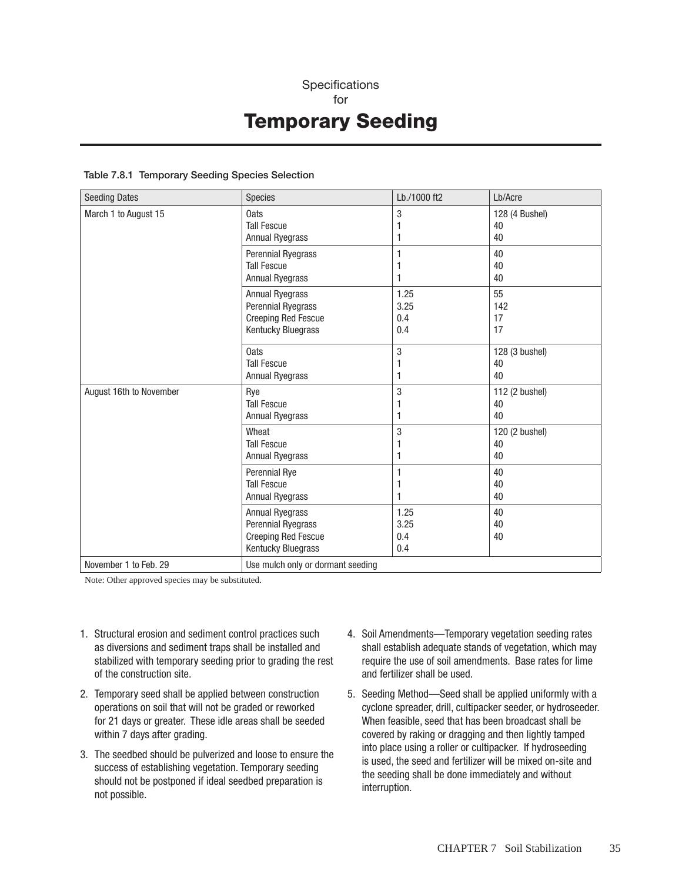Specifications
for

# Temporary Seeding

**Table 7.8.1 Temporary Seeding Species Selection**

| Seeding Dates | Species | Lb./1000 ft2 | Lb/Acre |
|---|---|---|---|
| March 1 to August 15 | Oats<br>Tall Fescue<br>Annual Ryegrass | 3<br>1<br>1 | 128 (4 Bushel)<br>40<br>40 |
| | Perennial Ryegrass<br>Tall Fescue<br>Annual Ryegrass | 1<br>1<br>1 | 40<br>40<br>40 |
| | Annual Ryegrass<br>Perennial Ryegrass<br>Creeping Red Fescue<br>Kentucky Bluegrass | 1.25<br>3.25<br>0.4<br>0.4 | 55<br>142<br>17<br>17 |
| | Oats<br>Tall Fescue<br>Annual Ryegrass | 3<br>1<br>1 | 128 (3 bushel)<br>40<br>40 |
| August 16th to November | Rye<br>Tall Fescue<br>Annual Ryegrass | 3<br>1<br>1 | 112 (2 bushel)<br>40<br>40 |
| | Wheat<br>Tall Fescue<br>Annual Ryegrass | 3<br>1<br>1 | 120 (2 bushel)<br>40<br>40 |
| | Perennial Rye<br>Tall Fescue<br>Annual Ryegrass | 1<br>1<br>1 | 40<br>40<br>40 |
| | Annual Ryegrass<br>Perennial Ryegrass<br>Creeping Red Fescue<br>Kentucky Bluegrass | 1.25<br>3.25<br>0.4<br>0.4 | 40<br>40<br>40 |
| November 1 to Feb. 29 | Use mulch only or dormant seeding | | |

Note: Other approved species may be substituted.

1. Structural erosion and sediment control practices such as diversions and sediment traps shall be installed and stabilized with temporary seeding prior to grading the rest of the construction site.

2. Temporary seed shall be applied between construction operations on soil that will not be graded or reworked for 21 days or greater. These idle areas shall be seeded within 7 days after grading.

3. The seedbed should be pulverized and loose to ensure the success of establishing vegetation. Temporary seeding should not be postponed if ideal seedbed preparation is not possible.

4. Soil Amendments—Temporary vegetation seeding rates shall establish adequate stands of vegetation, which may require the use of soil amendments. Base rates for lime and fertilizer shall be used.

5. Seeding Method—Seed shall be applied uniformly with a cyclone spreader, drill, cultipacker seeder, or hydroseeder. When feasible, seed that has been broadcast shall be covered by raking or dragging and then lightly tamped into place using a roller or cultipacker. If hydroseeding is used, the seed and fertilizer will be mixed on-site and the seeding shall be done immediately and without interruption.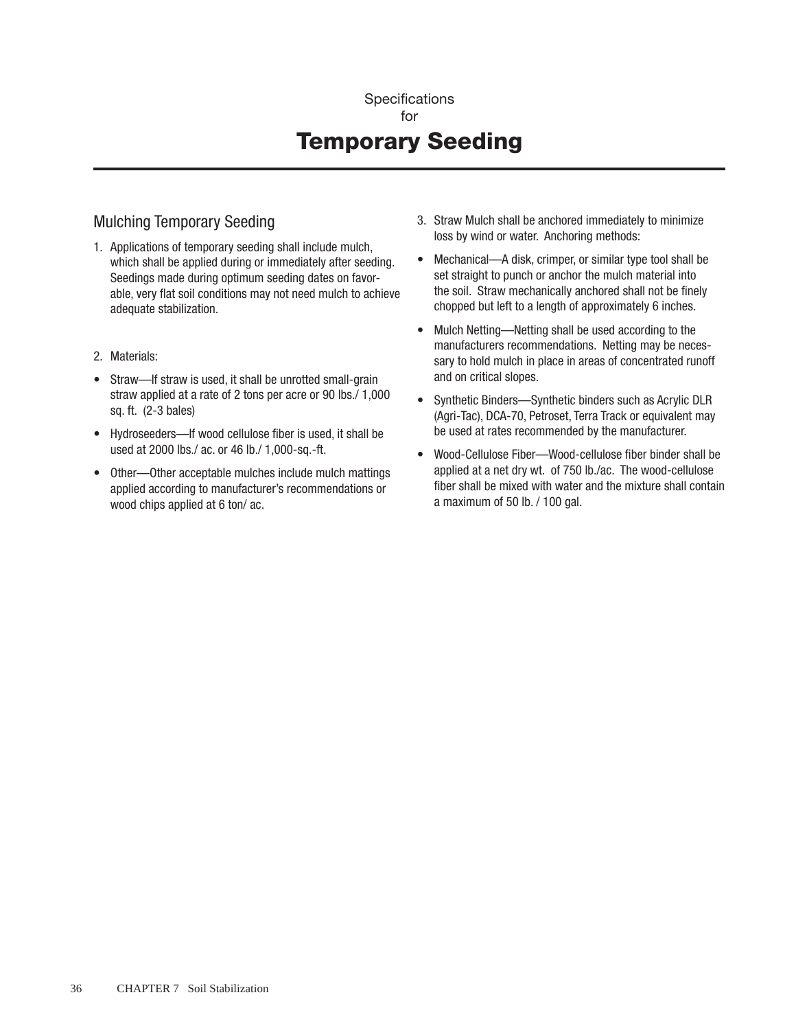Specifications

for

# Temporary Seeding

## Mulching Temporary Seeding

1. Applications of temporary seeding shall include mulch, which shall be applied during or immediately after seeding. Seedings made during optimum seeding dates on favorable, very flat soil conditions may not need mulch to achieve adequate stabilization.

2. Materials:

- Straw—If straw is used, it shall be unrotted small-grain straw applied at a rate of 2 tons per acre or 90 lbs./ 1,000 sq. ft. (2-3 bales)
- Hydroseeders—If wood cellulose fiber is used, it shall be used at 2000 lbs./ ac. or 46 lb./ 1,000-sq.-ft.
- Other—Other acceptable mulches include mulch mattings applied according to manufacturer's recommendations or wood chips applied at 6 ton/ ac.

3. Straw Mulch shall be anchored immediately to minimize loss by wind or water. Anchoring methods:

- Mechanical—A disk, crimper, or similar type tool shall be set straight to punch or anchor the mulch material into the soil. Straw mechanically anchored shall not be finely chopped but left to a length of approximately 6 inches.
- Mulch Netting—Netting shall be used according to the manufacturers recommendations. Netting may be necessary to hold mulch in place in areas of concentrated runoff and on critical slopes.
- Synthetic Binders—Synthetic binders such as Acrylic DLR (Agri-Tac), DCA-70, Petroset, Terra Track or equivalent may be used at rates recommended by the manufacturer.
- Wood-Cellulose Fiber—Wood-cellulose fiber binder shall be applied at a net dry wt. of 750 lb./ac. The wood-cellulose fiber shall be mixed with water and the mixture shall contain a maximum of 50 lb. / 100 gal.